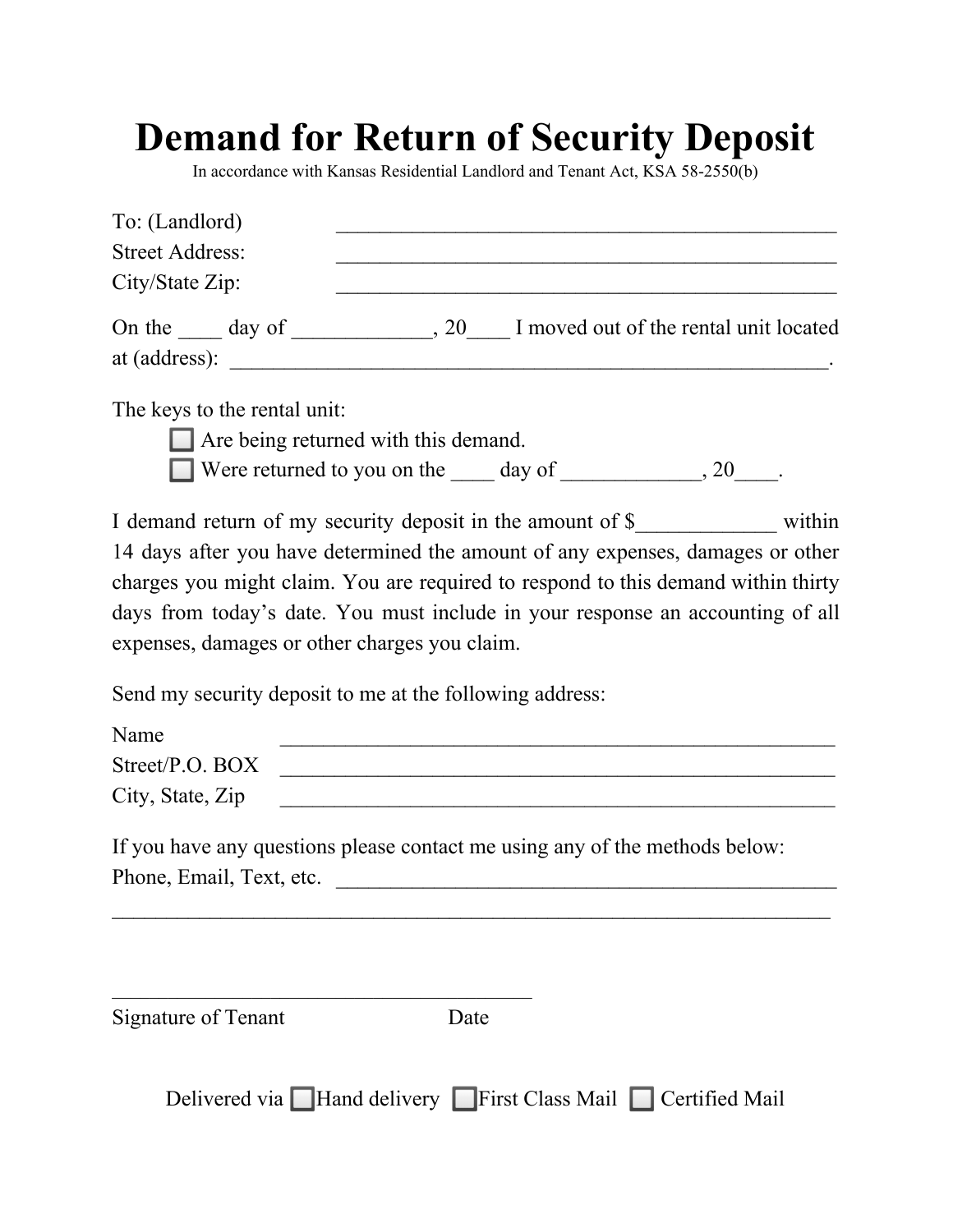# Demand for Return of Security Deposit

In accordance with Kansas Residential Landlord and Tenant Act, KSA 58-2550(b)

To: (Landlord) _______________________________________________
Street Address: _______________________________________________
City/State Zip: _______________________________________________

On the ____ day of _____________, 20____ I moved out of the rental unit located at (address): _______________________________________________________.

The keys to the rental unit:

- ☐ Are being returned with this demand.
- ☐ Were returned to you on the ____ day of _____________, 20____.

I demand return of my security deposit in the amount of $_____________ within 14 days after you have determined the amount of any expenses, damages or other charges you might claim. You are required to respond to this demand within thirty days from today's date. You must include in your response an accounting of all expenses, damages or other charges you claim.

Send my security deposit to me at the following address:

Name _____________________________________________________
Street/P.O. BOX _____________________________________________________
City, State, Zip _____________________________________________________

If you have any questions please contact me using any of the methods below:
Phone, Email, Text, etc. _______________________________________________
___________________________________________________________________

_______________________________________
Signature of Tenant Date

Delivered via ☐Hand delivery ☐First Class Mail ☐ Certified Mail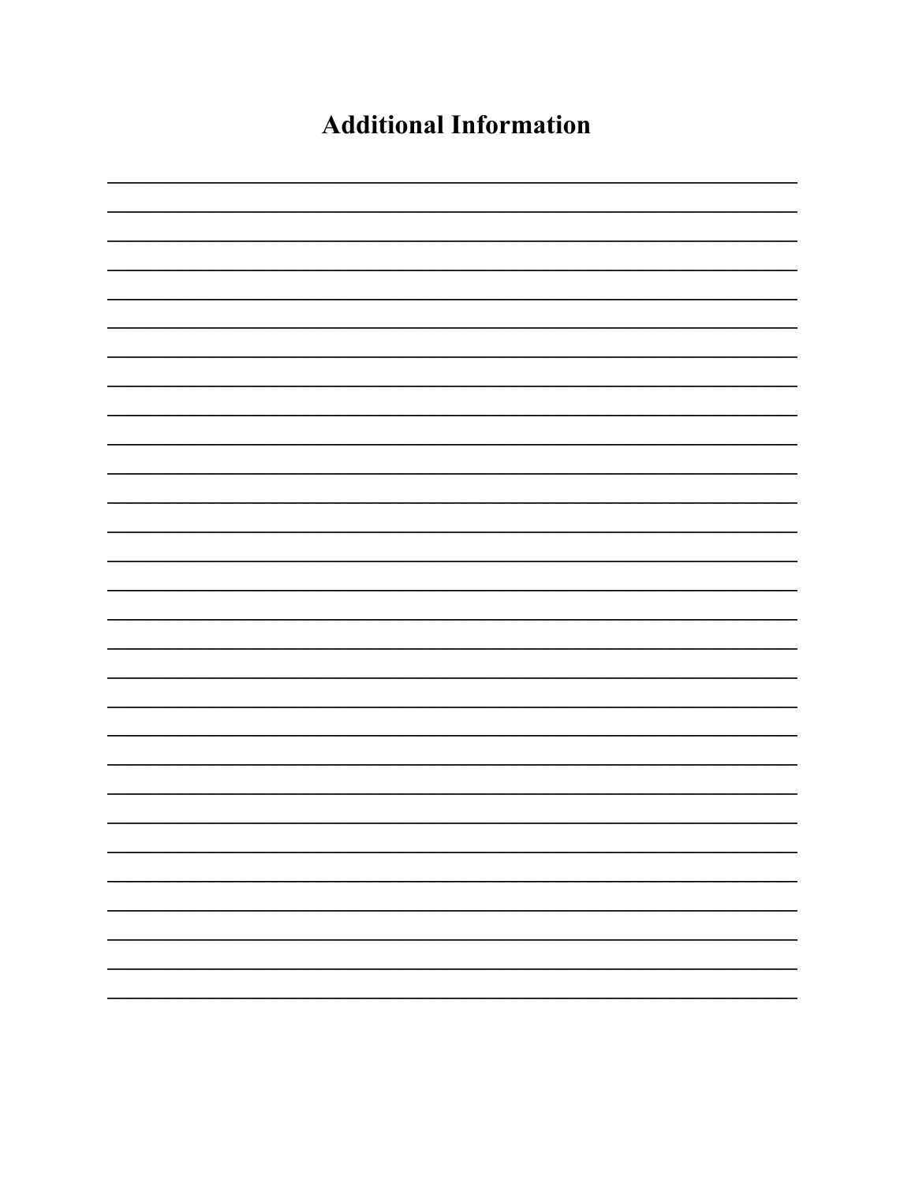# Additional Information